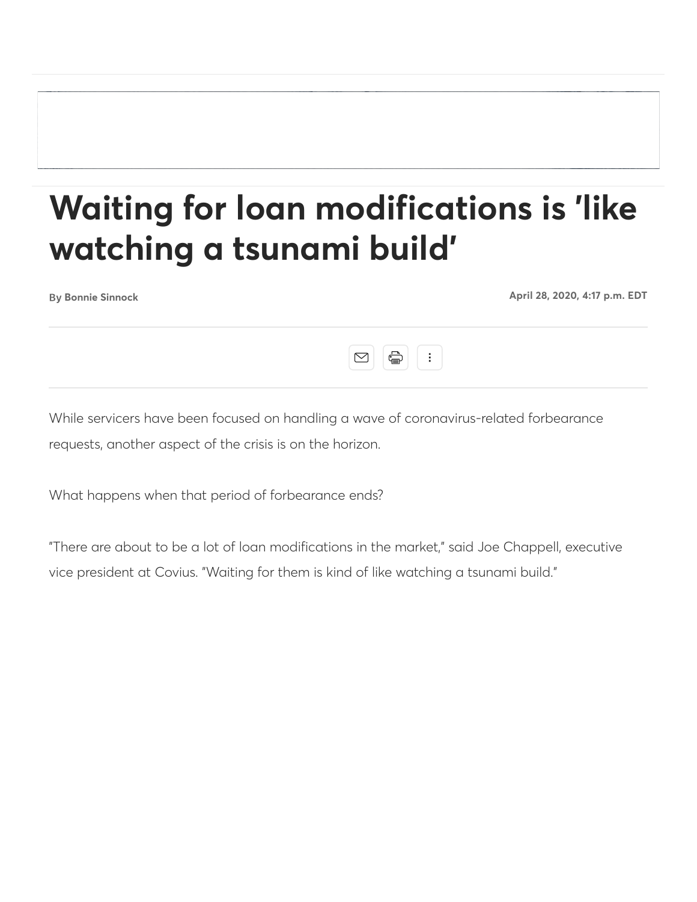# Waiting for loan modifications is 'like watching a tsunami build'

By Bonnie Sinnock

April 28, 2020, 4:17 p.m. EDT

While servicers have been focused on handling a wave of coronavirus-related forbearance requests, another aspect of the crisis is on the horizon.

What happens when that period of forbearance ends?

"There are about to be a lot of loan modifications in the market," said Joe Chappell, executive vice president at Covius. "Waiting for them is kind of like watching a tsunami build."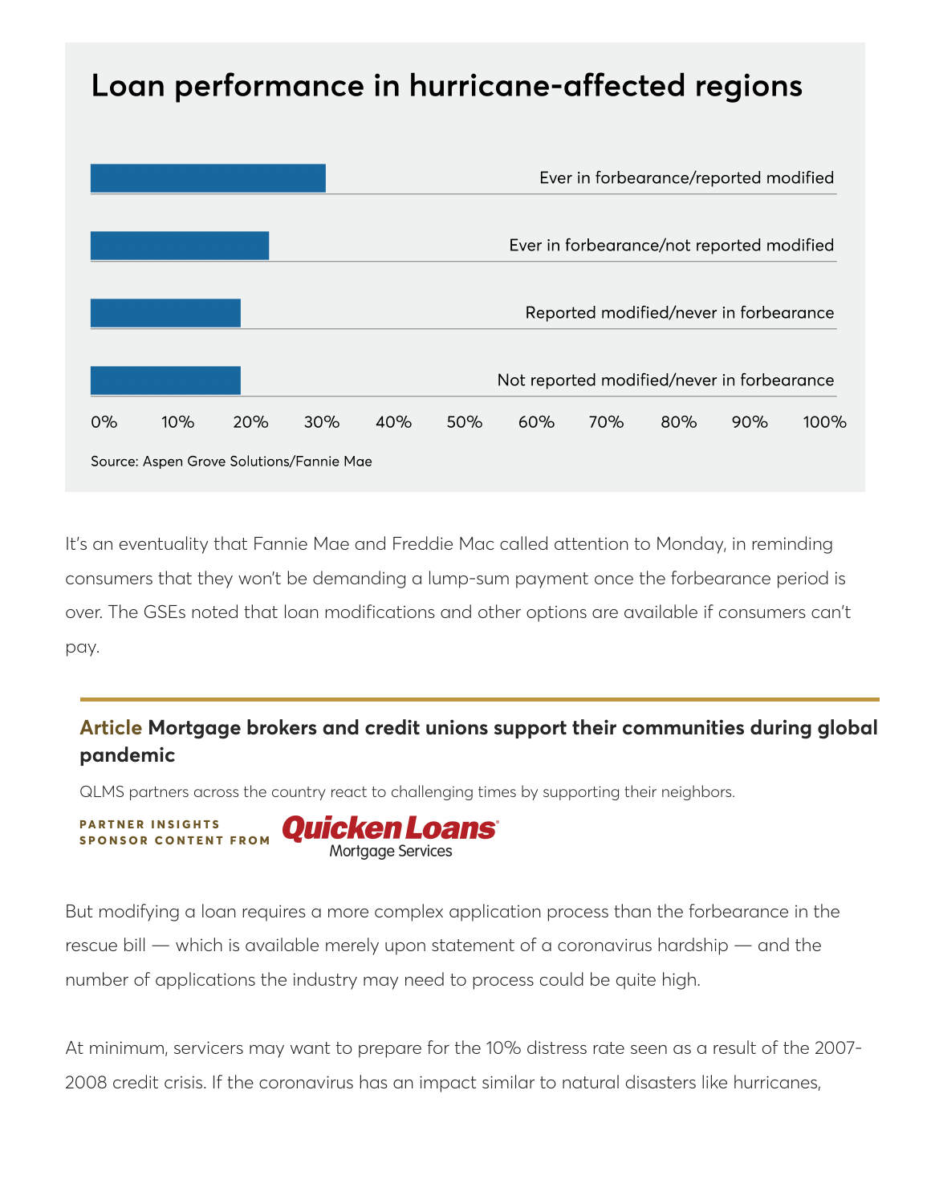## Loan performance in hurricane-affected regions

Ever in forbearance/reported modified

Ever in forbearance/not reported modified

Reported modified/never in forbearance

Not reported modified/never in forbearance

0% 10% 20% 30% 40% 50% 60% 70% 80% 90% 100%

Source: Aspen Grove Solutions/Fannie Mae

It's an eventuality that Fannie Mae and Freddie Mac called attention to Monday, in reminding consumers that they won't be demanding a lump-sum payment once the forbearance period is over. The GSEs noted that loan modifications and other options are available if consumers can't pay.

**Article Mortgage brokers and credit unions support their communities during global pandemic**

QLMS partners across the country react to challenging times by supporting their neighbors.

PARTNER INSIGHTS
SPONSOR CONTENT FROM Quicken Loans Mortgage Services

But modifying a loan requires a more complex application process than the forbearance in the rescue bill — which is available merely upon statement of a coronavirus hardship — and the number of applications the industry may need to process could be quite high.

At minimum, servicers may want to prepare for the 10% distress rate seen as a result of the 2007-2008 credit crisis. If the coronavirus has an impact similar to natural disasters like hurricanes,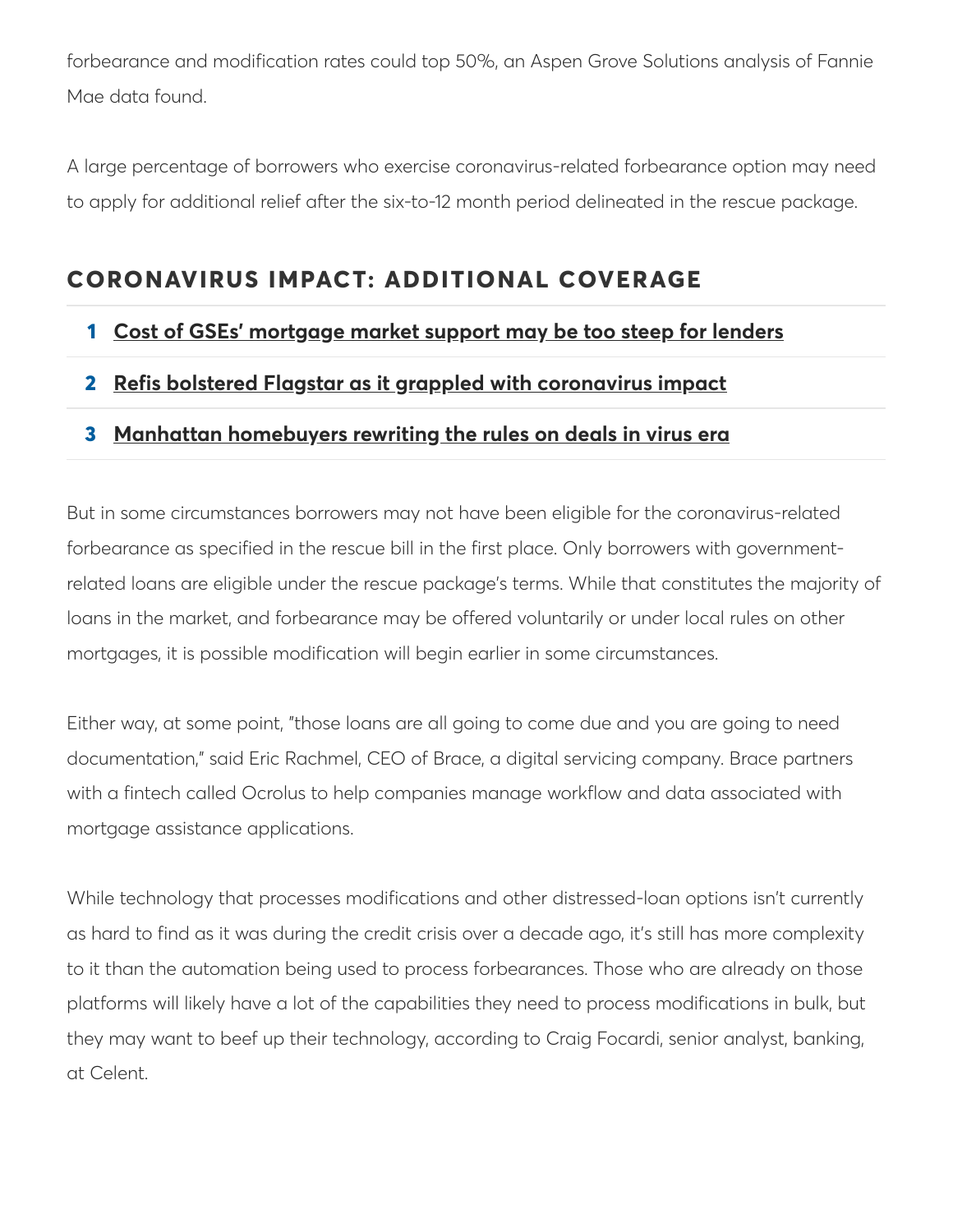forbearance and modification rates could top 50%, an Aspen Grove Solutions analysis of Fannie Mae data found.

A large percentage of borrowers who exercise coronavirus-related forbearance option may need to apply for additional relief after the six-to-12 month period delineated in the rescue package.

## CORONAVIRUS IMPACT: ADDITIONAL COVERAGE

1. **Cost of GSEs' mortgage market support may be too steep for lenders**
2. **Refis bolstered Flagstar as it grappled with coronavirus impact**
3. **Manhattan homebuyers rewriting the rules on deals in virus era**

But in some circumstances borrowers may not have been eligible for the coronavirus-related forbearance as specified in the rescue bill in the first place. Only borrowers with government-related loans are eligible under the rescue package's terms. While that constitutes the majority of loans in the market, and forbearance may be offered voluntarily or under local rules on other mortgages, it is possible modification will begin earlier in some circumstances.

Either way, at some point, "those loans are all going to come due and you are going to need documentation," said Eric Rachmel, CEO of Brace, a digital servicing company. Brace partners with a fintech called Ocrolus to help companies manage workflow and data associated with mortgage assistance applications.

While technology that processes modifications and other distressed-loan options isn't currently as hard to find as it was during the credit crisis over a decade ago, it's still has more complexity to it than the automation being used to process forbearances. Those who are already on those platforms will likely have a lot of the capabilities they need to process modifications in bulk, but they may want to beef up their technology, according to Craig Focardi, senior analyst, banking, at Celent.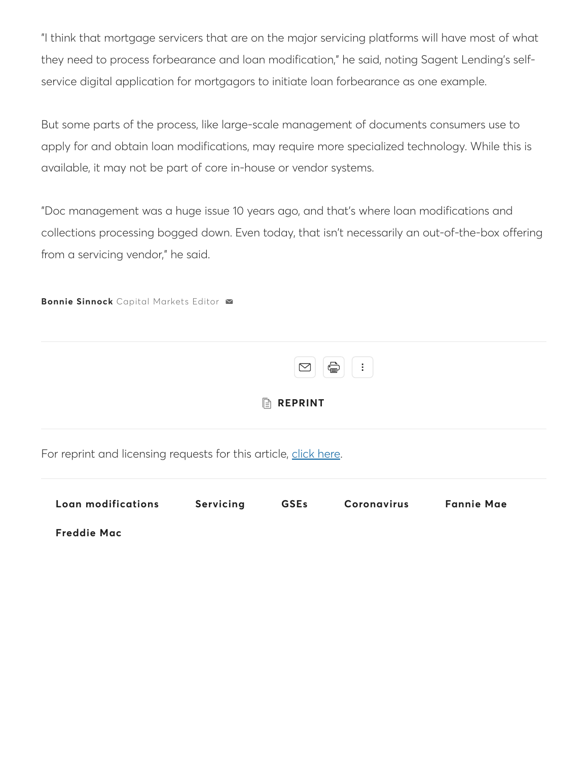"I think that mortgage servicers that are on the major servicing platforms will have most of what they need to process forbearance and loan modification," he said, noting Sagent Lending's self-service digital application for mortgagors to initiate loan forbearance as one example.

But some parts of the process, like large-scale management of documents consumers use to apply for and obtain loan modifications, may require more specialized technology. While this is available, it may not be part of core in-house or vendor systems.

"Doc management was a huge issue 10 years ago, and that's where loan modifications and collections processing bogged down. Even today, that isn't necessarily an out-of-the-box offering from a servicing vendor," he said.

**Bonnie Sinnock** Capital Markets Editor

**REPRINT**

For reprint and licensing requests for this article, click here.

**Loan modifications** **Servicing** **GSEs** **Coronavirus** **Fannie Mae** **Freddie Mac**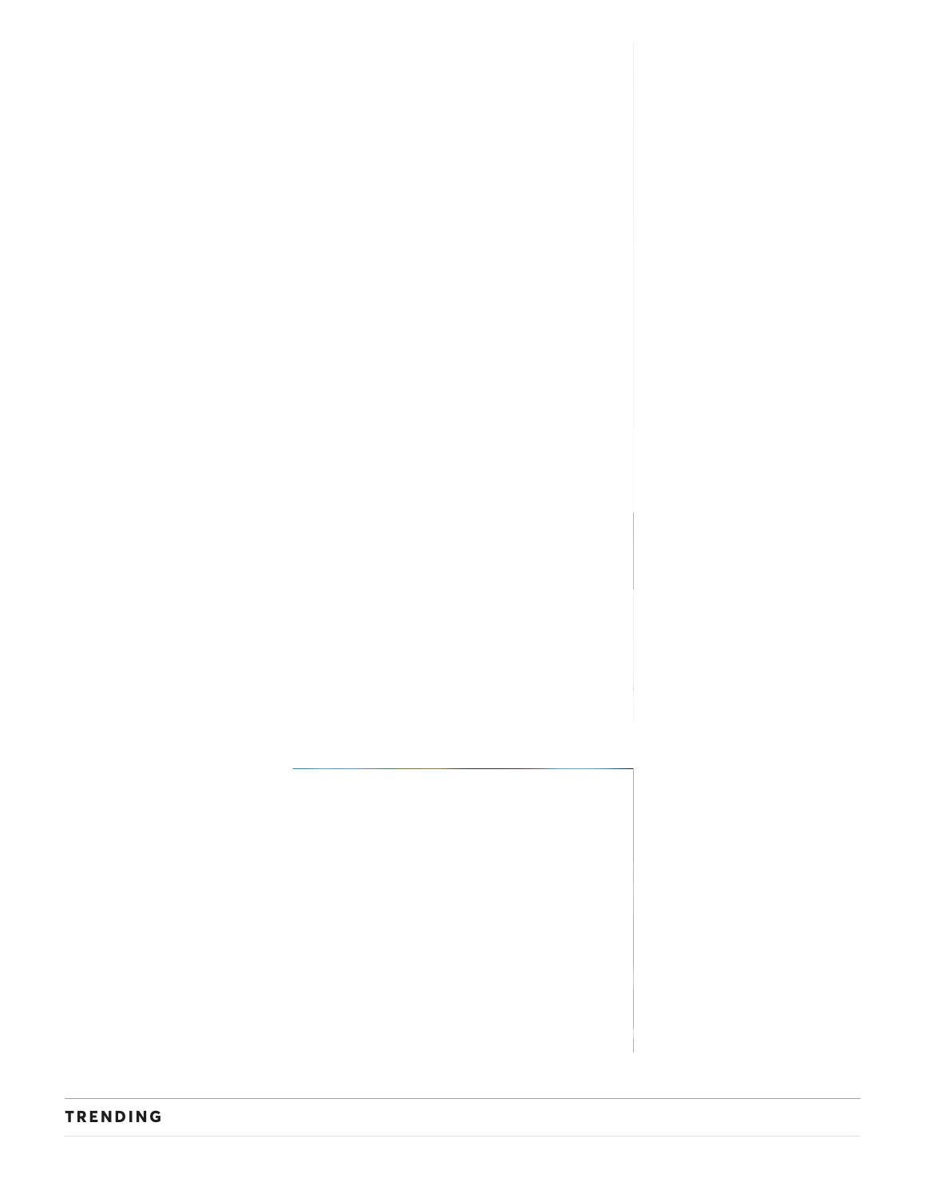## TRENDING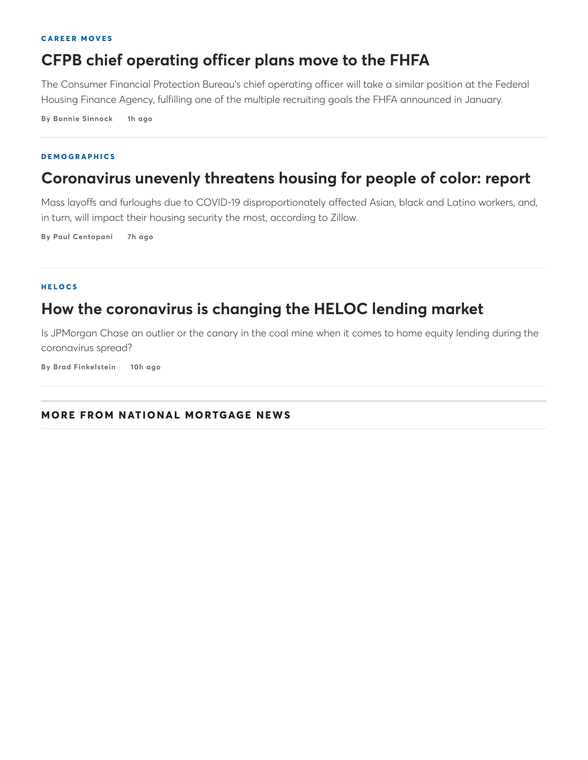CAREER MOVES

## CFPB chief operating officer plans move to the FHFA

The Consumer Financial Protection Bureau's chief operating officer will take a similar position at the Federal Housing Finance Agency, fulfilling one of the multiple recruiting goals the FHFA announced in January.

By Bonnie Sinnock 1h ago

---

DEMOGRAPHICS

## Coronavirus unevenly threatens housing for people of color: report

Mass layoffs and furloughs due to COVID-19 disproportionately affected Asian, black and Latino workers, and, in turn, will impact their housing security the most, according to Zillow.

By Paul Centopani 7h ago

---

HELOCS

## How the coronavirus is changing the HELOC lending market

Is JPMorgan Chase an outlier or the canary in the coal mine when it comes to home equity lending during the coronavirus spread?

By Brad Finkelstein 10h ago

---

MORE FROM NATIONAL MORTGAGE NEWS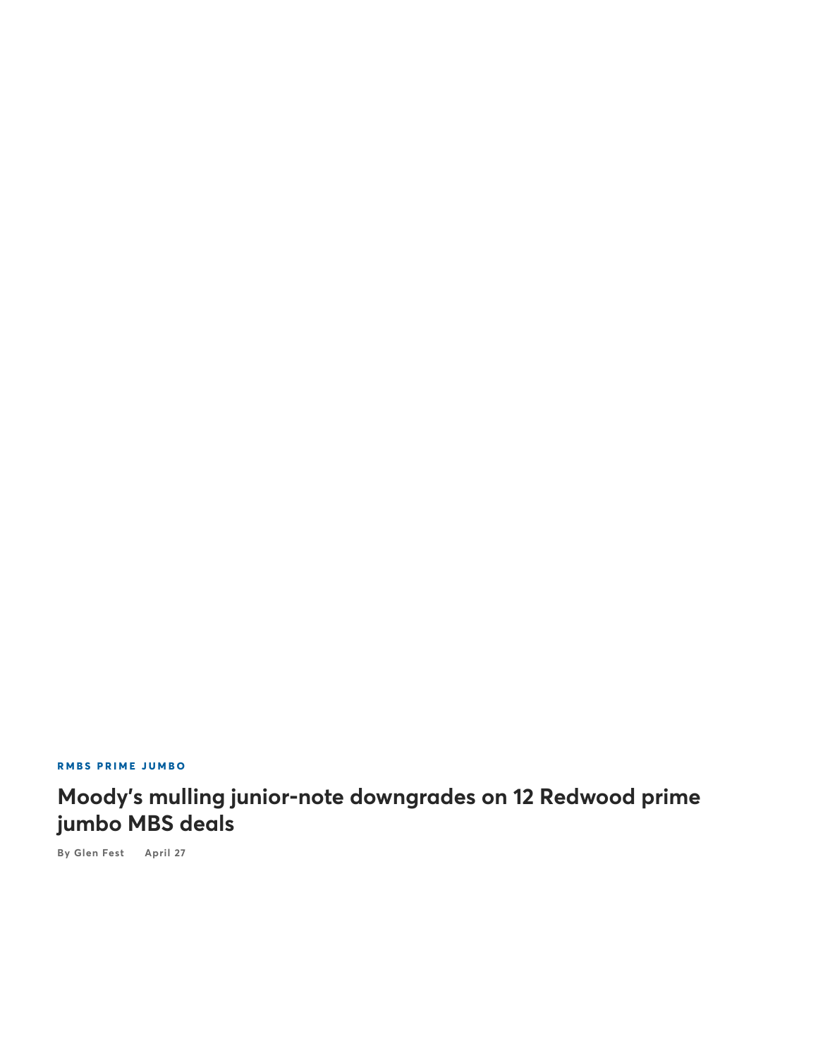RMBS PRIME JUMBO

## Moody's mulling junior-note downgrades on 12 Redwood prime jumbo MBS deals

By Glen Fest April 27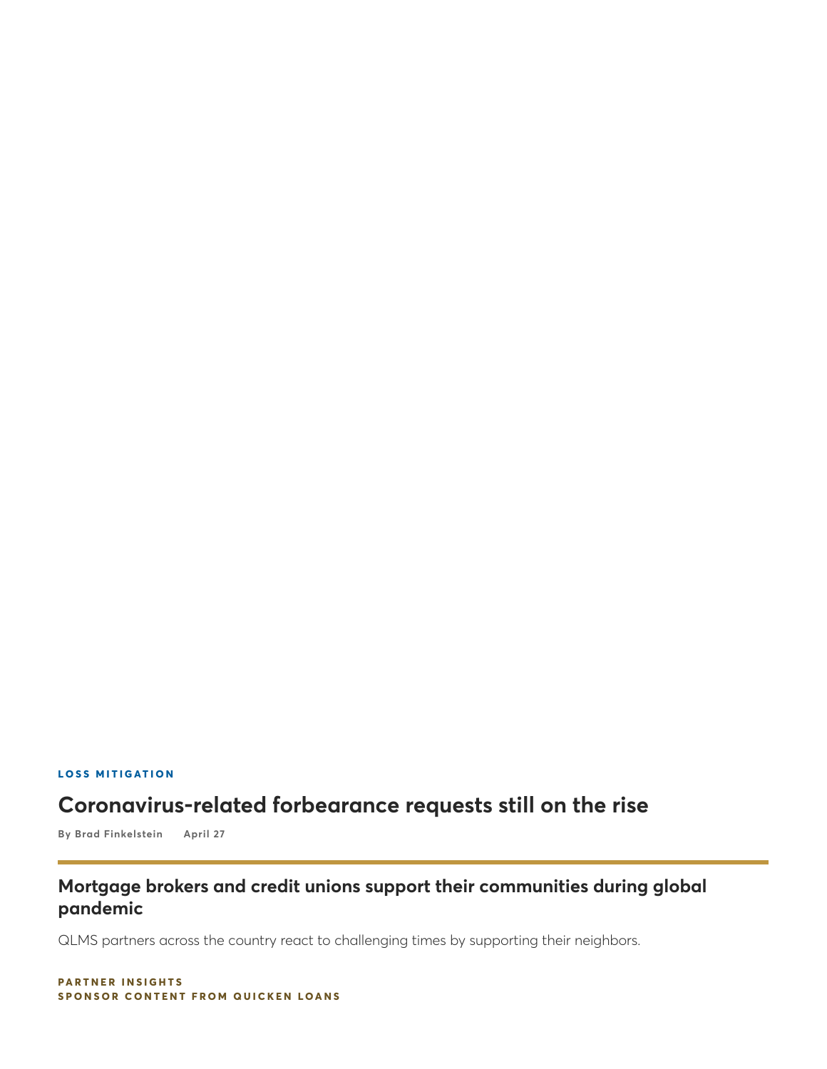LOSS MITIGATION

## Coronavirus-related forbearance requests still on the rise

**By Brad Finkelstein** **April 27**

---

### Mortgage brokers and credit unions support their communities during global pandemic

QLMS partners across the country react to challenging times by supporting their neighbors.

**PARTNER INSIGHTS**
**SPONSOR CONTENT FROM QUICKEN LOANS**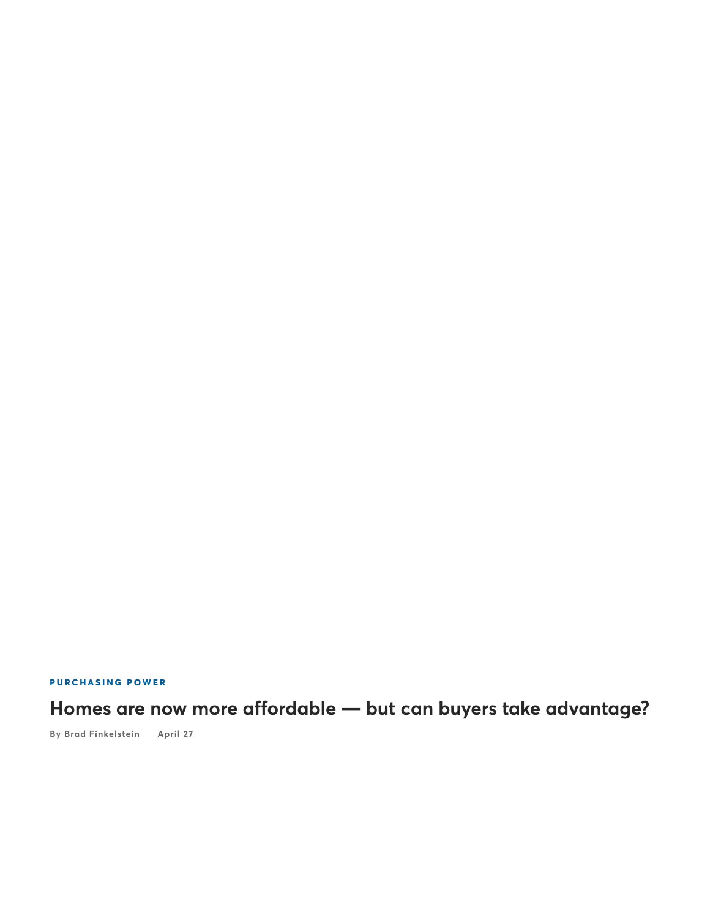PURCHASING POWER

## Homes are now more affordable — but can buyers take advantage?

By Brad Finkelstein    April 27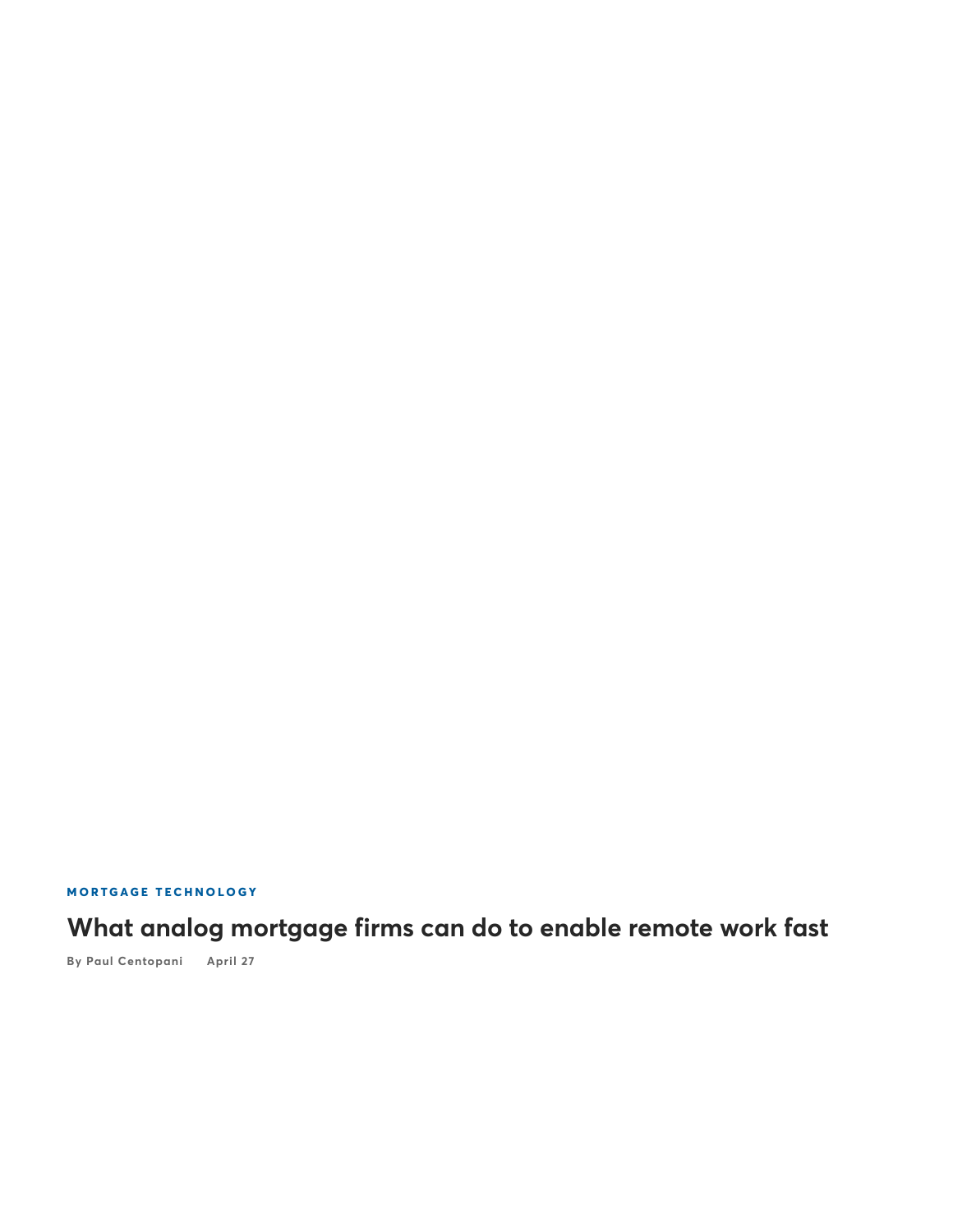MORTGAGE TECHNOLOGY

# What analog mortgage firms can do to enable remote work fast

By Paul Centopani    April 27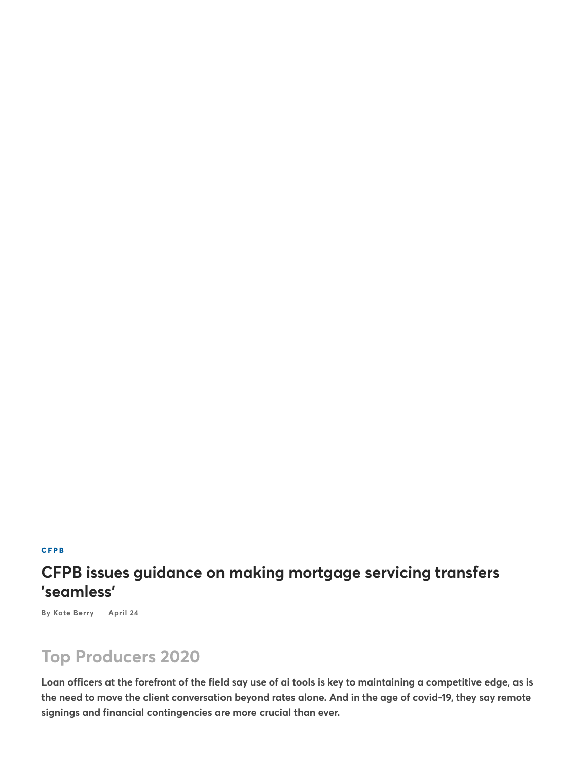CFPB

## CFPB issues guidance on making mortgage servicing transfers 'seamless'

By Kate Berry April 24

# Top Producers 2020

**Loan officers at the forefront of the field say use of ai tools is key to maintaining a competitive edge, as is the need to move the client conversation beyond rates alone. And in the age of covid-19, they say remote signings and financial contingencies are more crucial than ever.**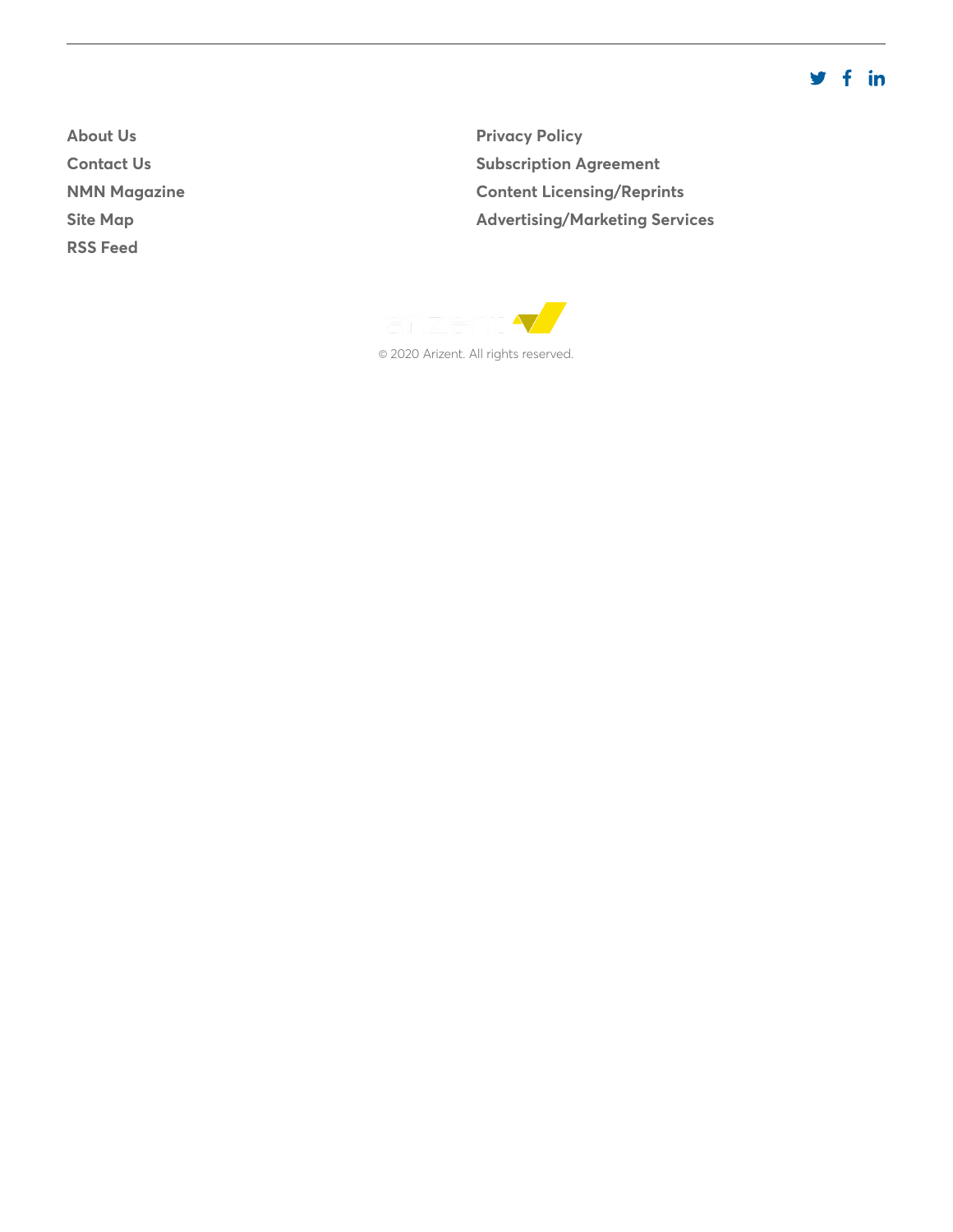About Us

Contact Us

NMN Magazine

Site Map

RSS Feed

Privacy Policy

Subscription Agreement

Content Licensing/Reprints

Advertising/Marketing Services

© 2020 Arizent. All rights reserved.